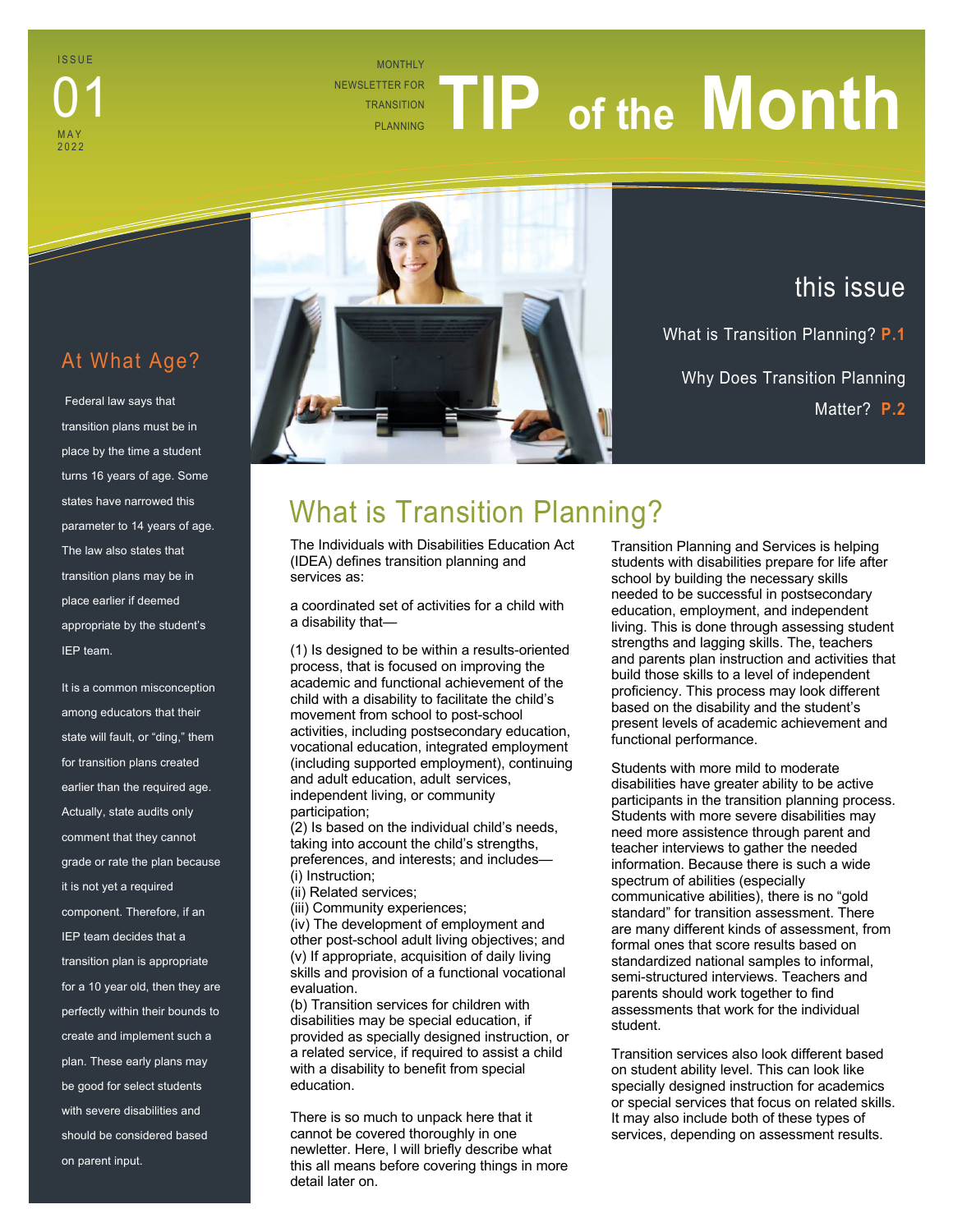ISSUE 01
MAY 2022

MONTHLY NEWSLETTER FOR TRANSITION PLANNING

# TIP of the Month

## this issue

What is Transition Planning? **P.1**

Why Does Transition Planning Matter? **P.2**

## At What Age?

Federal law says that transition plans must be in place by the time a student turns 16 years of age. Some states have narrowed this parameter to 14 years of age. The law also states that transition plans may be in place earlier if deemed appropriate by the student's IEP team.

It is a common misconception among educators that their state will fault, or "ding," them for transition plans created earlier than the required age. Actually, state audits only comment that they cannot grade or rate the plan because it is not yet a required component. Therefore, if an IEP team decides that a transition plan is appropriate for a 10 year old, then they are perfectly within their bounds to create and implement such a plan. These early plans may be good for select students with severe disabilities and should be considered based on parent input.

## What is Transition Planning?

The Individuals with Disabilities Education Act (IDEA) defines transition planning and services as:

a coordinated set of activities for a child with a disability that—

(1) Is designed to be within a results-oriented process, that is focused on improving the academic and functional achievement of the child with a disability to facilitate the child's movement from school to post-school activities, including postsecondary education, vocational education, integrated employment (including supported employment), continuing and adult education, adult services, independent living, or community participation;
(2) Is based on the individual child's needs, taking into account the child's strengths, preferences, and interests; and includes—
(i) Instruction;
(ii) Related services;
(iii) Community experiences;
(iv) The development of employment and other post-school adult living objectives; and
(v) If appropriate, acquisition of daily living skills and provision of a functional vocational evaluation.
(b) Transition services for children with disabilities may be special education, if provided as specially designed instruction, or a related service, if required to assist a child with a disability to benefit from special education.

There is so much to unpack here that it cannot be covered thoroughly in one newletter. Here, I will briefly describe what this all means before covering things in more detail later on.

Transition Planning and Services is helping students with disabilities prepare for life after school by building the necessary skills needed to be successful in postsecondary education, employment, and independent living. This is done through assessing student strengths and lagging skills. The, teachers and parents plan instruction and activities that build those skills to a level of independent proficiency. This process may look different based on the disability and the student's present levels of academic achievement and functional performance.

Students with more mild to moderate disabilities have greater ability to be active participants in the transition planning process. Students with more severe disabilities may need more assistence through parent and teacher interviews to gather the needed information. Because there is such a wide spectrum of abilities (especially communicative abilities), there is no "gold standard" for transition assessment. There are many different kinds of assessment, from formal ones that score results based on standardized national samples to informal, semi-structured interviews. Teachers and parents should work together to find assessments that work for the individual student.

Transition services also look different based on student ability level. This can look like specially designed instruction for academics or special services that focus on related skills. It may also include both of these types of services, depending on assessment results.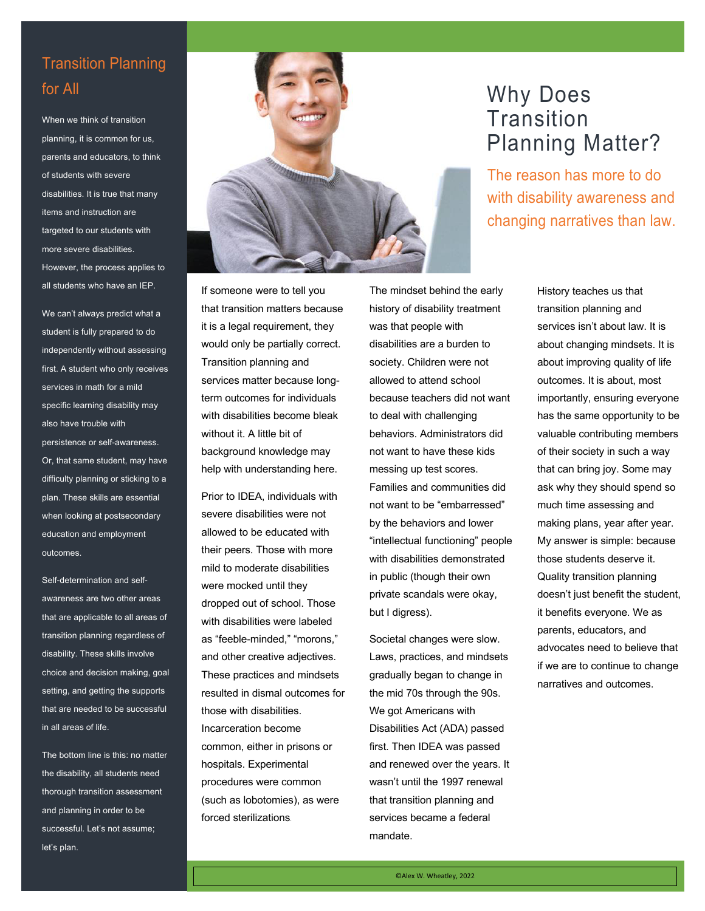## Transition Planning for All

When we think of transition planning, it is common for us, parents and educators, to think of students with severe disabilities. It is true that many items and instruction are targeted to our students with more severe disabilities. However, the process applies to all students who have an IEP.

We can't always predict what a student is fully prepared to do independently without assessing first. A student who only receives services in math for a mild specific learning disability may also have trouble with persistence or self-awareness. Or, that same student, may have difficulty planning or sticking to a plan. These skills are essential when looking at postsecondary education and employment outcomes.

Self-determination and self-awareness are two other areas that are applicable to all areas of transition planning regardless of disability. These skills involve choice and decision making, goal setting, and getting the supports that are needed to be successful in all areas of life.

The bottom line is this: no matter the disability, all students need thorough transition assessment and planning in order to be successful. Let's not assume; let's plan.

# Why Does Transition Planning Matter?

### The reason has more to do with disability awareness and changing narratives than law.

If someone were to tell you that transition matters because it is a legal requirement, they would only be partially correct. Transition planning and services matter because long-term outcomes for individuals with disabilities become bleak without it. A little bit of background knowledge may help with understanding here.

Prior to IDEA, individuals with severe disabilities were not allowed to be educated with their peers. Those with more mild to moderate disabilities were mocked until they dropped out of school. Those with disabilities were labeled as "feeble-minded," "morons," and other creative adjectives. These practices and mindsets resulted in dismal outcomes for those with disabilities. Incarceration become common, either in prisons or hospitals. Experimental procedures were common (such as lobotomies), as were forced sterilizations.

The mindset behind the early history of disability treatment was that people with disabilities are a burden to society. Children were not allowed to attend school because teachers did not want to deal with challenging behaviors. Administrators did not want to have these kids messing up test scores. Families and communities did not want to be "embarressed" by the behaviors and lower "intellectual functioning" people with disabilities demonstrated in public (though their own private scandals were okay, but I digress).

Societal changes were slow. Laws, practices, and mindsets gradually began to change in the mid 70s through the 90s. We got Americans with Disabilities Act (ADA) passed first. Then IDEA was passed and renewed over the years. It wasn't until the 1997 renewal that transition planning and services became a federal mandate.

History teaches us that transition planning and services isn't about law. It is about changing mindsets. It is about improving quality of life outcomes. It is about, most importantly, ensuring everyone has the same opportunity to be valuable contributing members of their society in such a way that can bring joy. Some may ask why they should spend so much time assessing and making plans, year after year. My answer is simple: because those students deserve it. Quality transition planning doesn't just benefit the student, it benefits everyone. We as parents, educators, and advocates need to believe that if we are to continue to change narratives and outcomes.

©Alex W. Wheatley, 2022